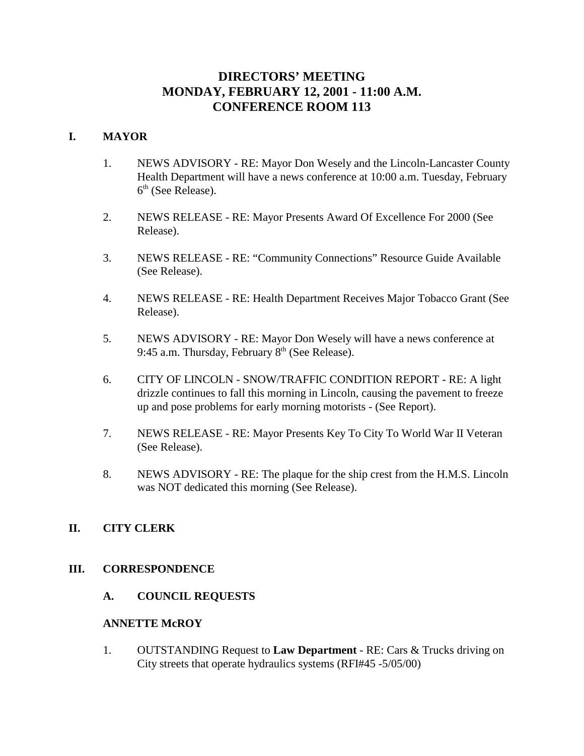# DIRECTORS' MEETING
# MONDAY, FEBRUARY 12, 2001 - 11:00 A.M.
# CONFERENCE ROOM 113

## I. MAYOR

1. NEWS ADVISORY - RE: Mayor Don Wesely and the Lincoln-Lancaster County Health Department will have a news conference at 10:00 a.m. Tuesday, February 6th (See Release).

2. NEWS RELEASE - RE: Mayor Presents Award Of Excellence For 2000 (See Release).

3. NEWS RELEASE - RE: "Community Connections" Resource Guide Available (See Release).

4. NEWS RELEASE - RE: Health Department Receives Major Tobacco Grant (See Release).

5. NEWS ADVISORY - RE: Mayor Don Wesely will have a news conference at 9:45 a.m. Thursday, February 8th (See Release).

6. CITY OF LINCOLN - SNOW/TRAFFIC CONDITION REPORT - RE: A light drizzle continues to fall this morning in Lincoln, causing the pavement to freeze up and pose problems for early morning motorists - (See Report).

7. NEWS RELEASE - RE: Mayor Presents Key To City To World War II Veteran (See Release).

8. NEWS ADVISORY - RE: The plaque for the ship crest from the H.M.S. Lincoln was NOT dedicated this morning (See Release).

## II. CITY CLERK

## III. CORRESPONDENCE

### A. COUNCIL REQUESTS

**ANNETTE McROY**

1. OUTSTANDING Request to **Law Department** - RE: Cars & Trucks driving on City streets that operate hydraulics systems (RFI#45 -5/05/00)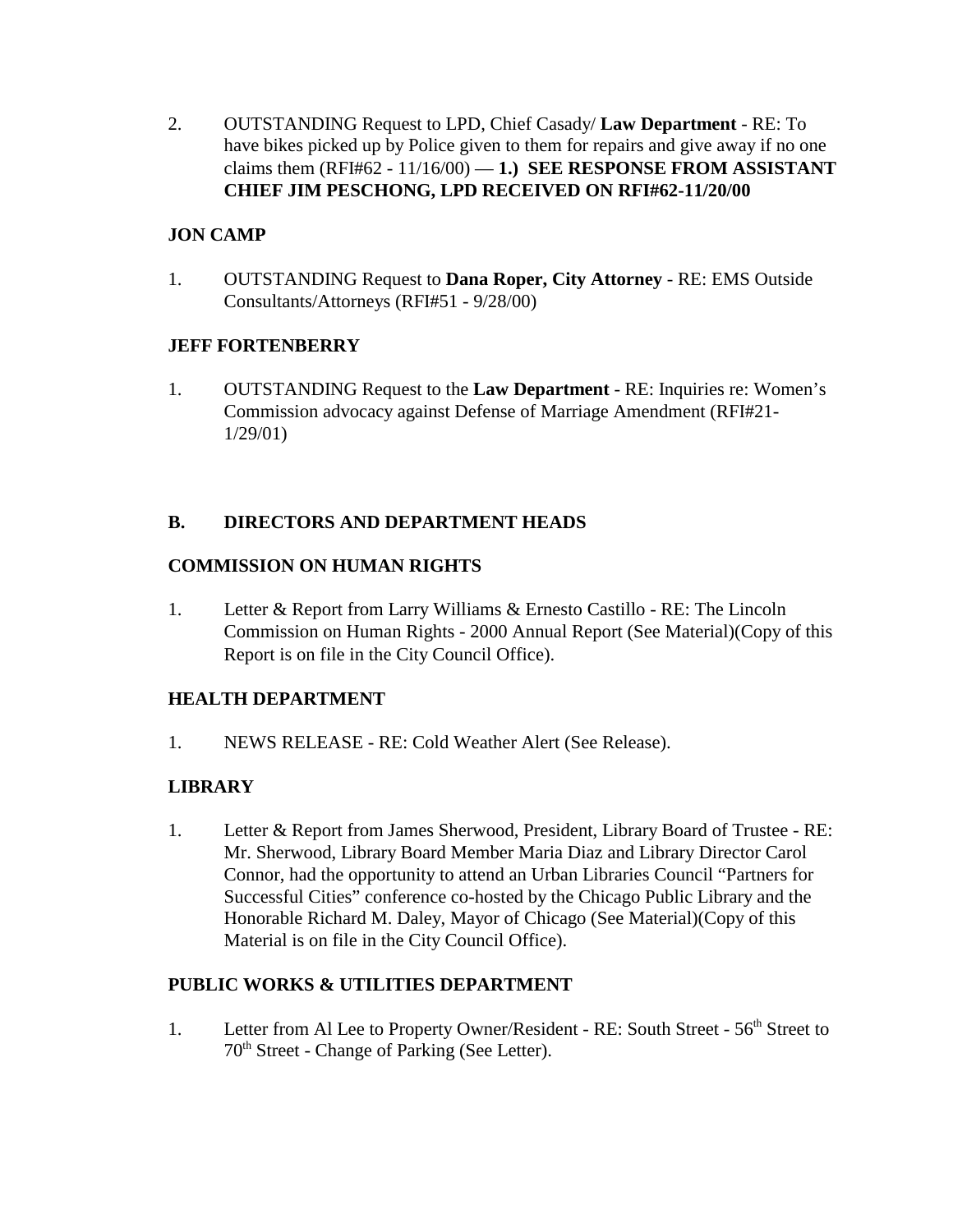2. OUTSTANDING Request to LPD, Chief Casady/ **Law Department** - RE: To have bikes picked up by Police given to them for repairs and give away if no one claims them (RFI#62 - 11/16/00) — **1.) SEE RESPONSE FROM ASSISTANT CHIEF JIM PESCHONG, LPD RECEIVED ON RFI#62-11/20/00**

**JON CAMP**

1. OUTSTANDING Request to **Dana Roper, City Attorney** - RE: EMS Outside Consultants/Attorneys (RFI#51 - 9/28/00)

**JEFF FORTENBERRY**

1. OUTSTANDING Request to the **Law Department** - RE: Inquiries re: Women's Commission advocacy against Defense of Marriage Amendment (RFI#21-1/29/01)

## B. DIRECTORS AND DEPARTMENT HEADS

**COMMISSION ON HUMAN RIGHTS**

1. Letter & Report from Larry Williams & Ernesto Castillo - RE: The Lincoln Commission on Human Rights - 2000 Annual Report (See Material)(Copy of this Report is on file in the City Council Office).

**HEALTH DEPARTMENT**

1. NEWS RELEASE - RE: Cold Weather Alert (See Release).

**LIBRARY**

1. Letter & Report from James Sherwood, President, Library Board of Trustee - RE: Mr. Sherwood, Library Board Member Maria Diaz and Library Director Carol Connor, had the opportunity to attend an Urban Libraries Council "Partners for Successful Cities" conference co-hosted by the Chicago Public Library and the Honorable Richard M. Daley, Mayor of Chicago (See Material)(Copy of this Material is on file in the City Council Office).

**PUBLIC WORKS & UTILITIES DEPARTMENT**

1. Letter from Al Lee to Property Owner/Resident - RE: South Street - 56th Street to 70th Street - Change of Parking (See Letter).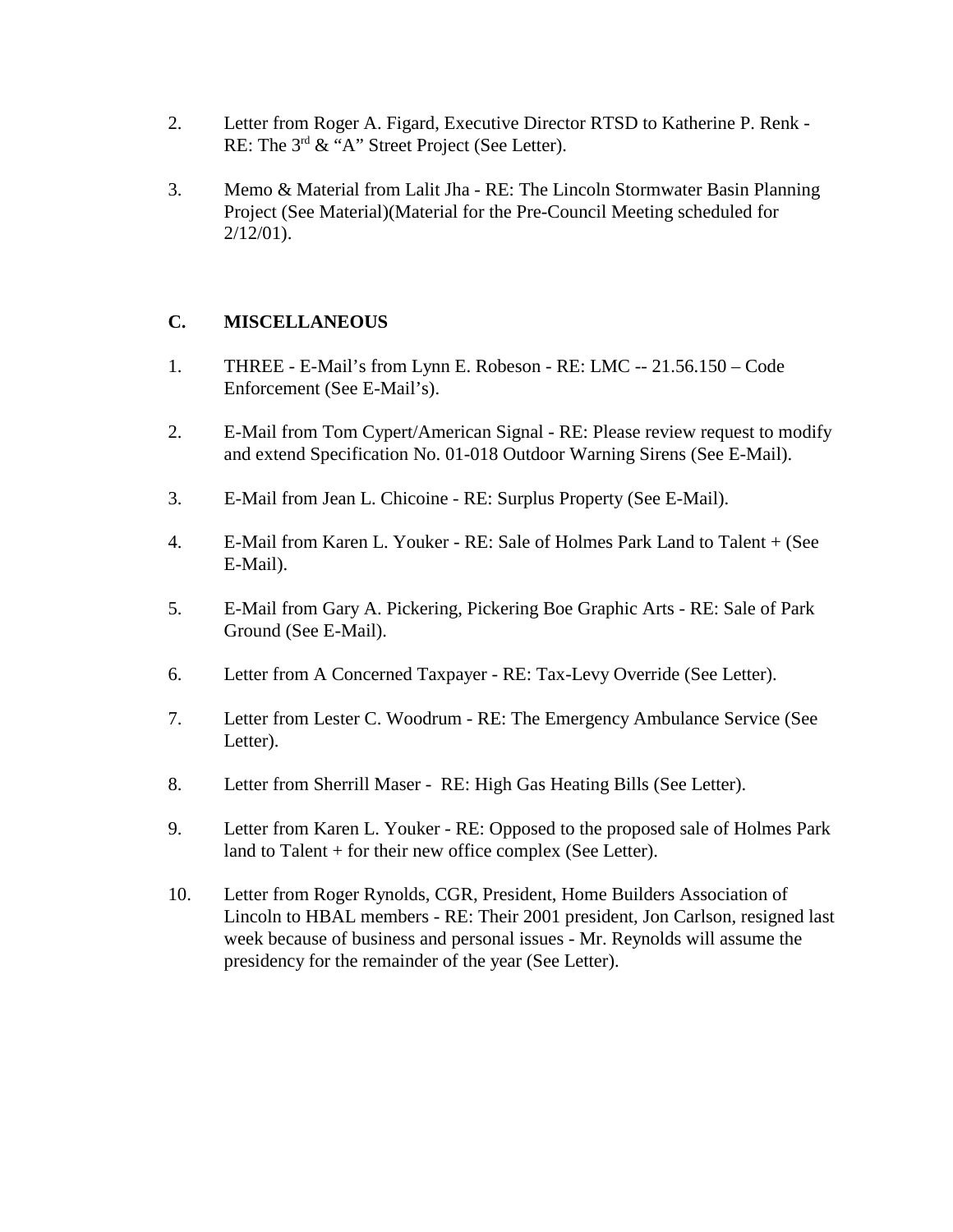2. Letter from Roger A. Figard, Executive Director RTSD to Katherine P. Renk - RE: The 3rd & "A" Street Project (See Letter).

3. Memo & Material from Lalit Jha - RE: The Lincoln Stormwater Basin Planning Project (See Material)(Material for the Pre-Council Meeting scheduled for 2/12/01).

**C. MISCELLANEOUS**

1. THREE - E-Mail's from Lynn E. Robeson - RE: LMC -- 21.56.150 – Code Enforcement (See E-Mail's).

2. E-Mail from Tom Cypert/American Signal - RE: Please review request to modify and extend Specification No. 01-018 Outdoor Warning Sirens (See E-Mail).

3. E-Mail from Jean L. Chicoine - RE: Surplus Property (See E-Mail).

4. E-Mail from Karen L. Youker - RE: Sale of Holmes Park Land to Talent + (See E-Mail).

5. E-Mail from Gary A. Pickering, Pickering Boe Graphic Arts - RE: Sale of Park Ground (See E-Mail).

6. Letter from A Concerned Taxpayer - RE: Tax-Levy Override (See Letter).

7. Letter from Lester C. Woodrum - RE: The Emergency Ambulance Service (See Letter).

8. Letter from Sherrill Maser - RE: High Gas Heating Bills (See Letter).

9. Letter from Karen L. Youker - RE: Opposed to the proposed sale of Holmes Park land to Talent + for their new office complex (See Letter).

10. Letter from Roger Rynolds, CGR, President, Home Builders Association of Lincoln to HBAL members - RE: Their 2001 president, Jon Carlson, resigned last week because of business and personal issues - Mr. Reynolds will assume the presidency for the remainder of the year (See Letter).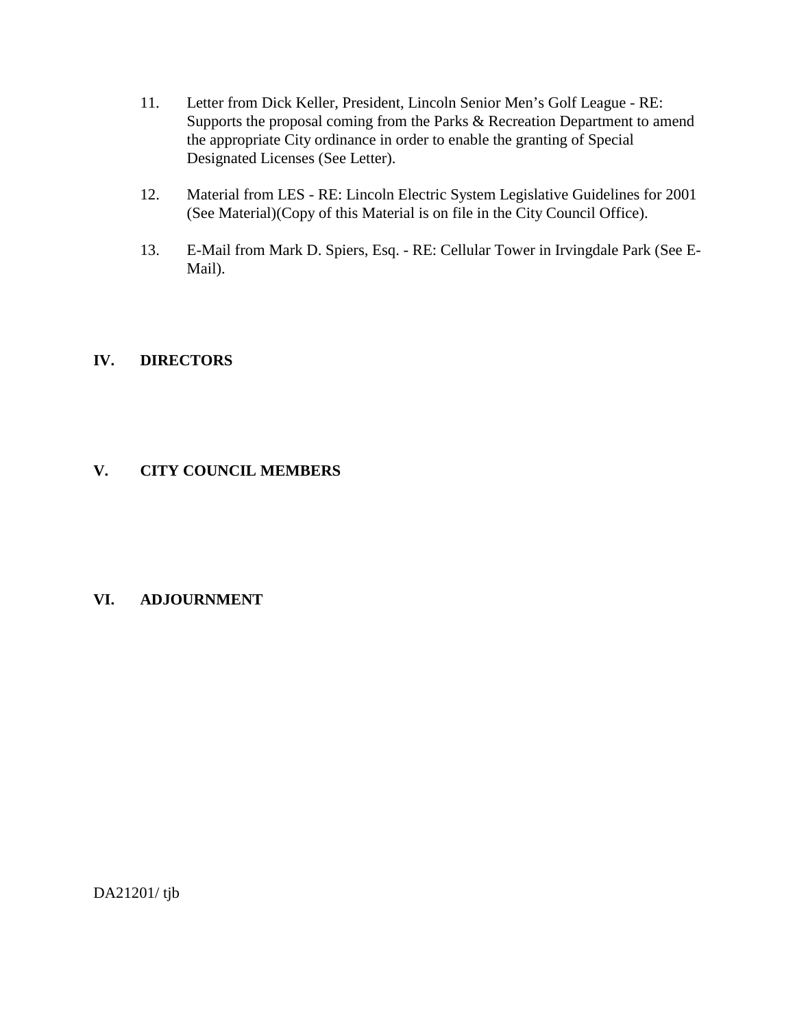11. Letter from Dick Keller, President, Lincoln Senior Men's Golf League - RE: Supports the proposal coming from the Parks & Recreation Department to amend the appropriate City ordinance in order to enable the granting of Special Designated Licenses (See Letter).

12. Material from LES - RE: Lincoln Electric System Legislative Guidelines for 2001 (See Material)(Copy of this Material is on file in the City Council Office).

13. E-Mail from Mark D. Spiers, Esq. - RE: Cellular Tower in Irvingdale Park (See E-Mail).

## IV. DIRECTORS

## V. CITY COUNCIL MEMBERS

## VI. ADJOURNMENT

DA21201/ tjb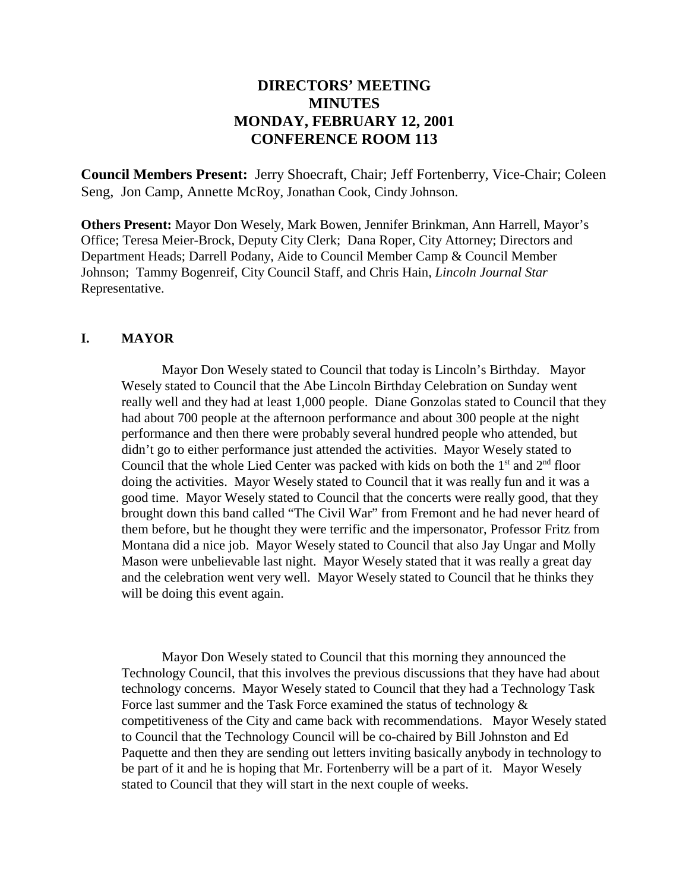# DIRECTORS' MEETING MINUTES MONDAY, FEBRUARY 12, 2001 CONFERENCE ROOM 113

**Council Members Present:** Jerry Shoecraft, Chair; Jeff Fortenberry, Vice-Chair; Coleen Seng, Jon Camp, Annette McRoy, Jonathan Cook, Cindy Johnson.

**Others Present:** Mayor Don Wesely, Mark Bowen, Jennifer Brinkman, Ann Harrell, Mayor's Office; Teresa Meier-Brock, Deputy City Clerk; Dana Roper, City Attorney; Directors and Department Heads; Darrell Podany, Aide to Council Member Camp & Council Member Johnson; Tammy Bogenreif, City Council Staff, and Chris Hain, *Lincoln Journal Star* Representative.

## I. MAYOR

Mayor Don Wesely stated to Council that today is Lincoln's Birthday. Mayor Wesely stated to Council that the Abe Lincoln Birthday Celebration on Sunday went really well and they had at least 1,000 people. Diane Gonzolas stated to Council that they had about 700 people at the afternoon performance and about 300 people at the night performance and then there were probably several hundred people who attended, but didn't go to either performance just attended the activities. Mayor Wesely stated to Council that the whole Lied Center was packed with kids on both the 1st and 2nd floor doing the activities. Mayor Wesely stated to Council that it was really fun and it was a good time. Mayor Wesely stated to Council that the concerts were really good, that they brought down this band called "The Civil War" from Fremont and he had never heard of them before, but he thought they were terrific and the impersonator, Professor Fritz from Montana did a nice job. Mayor Wesely stated to Council that also Jay Ungar and Molly Mason were unbelievable last night. Mayor Wesely stated that it was really a great day and the celebration went very well. Mayor Wesely stated to Council that he thinks they will be doing this event again.

Mayor Don Wesely stated to Council that this morning they announced the Technology Council, that this involves the previous discussions that they have had about technology concerns. Mayor Wesely stated to Council that they had a Technology Task Force last summer and the Task Force examined the status of technology & competitiveness of the City and came back with recommendations. Mayor Wesely stated to Council that the Technology Council will be co-chaired by Bill Johnston and Ed Paquette and then they are sending out letters inviting basically anybody in technology to be part of it and he is hoping that Mr. Fortenberry will be a part of it. Mayor Wesely stated to Council that they will start in the next couple of weeks.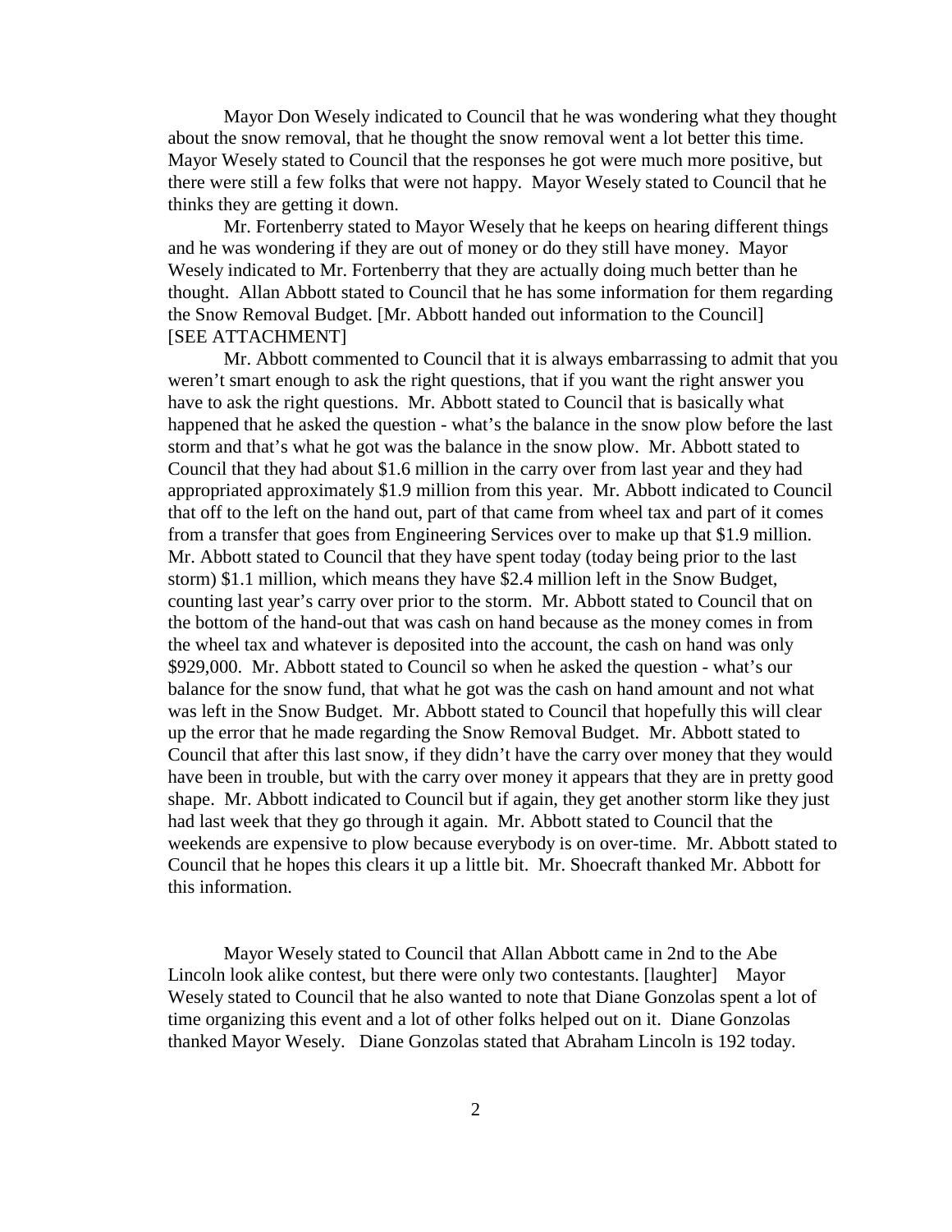Mayor Don Wesely indicated to Council that he was wondering what they thought about the snow removal, that he thought the snow removal went a lot better this time. Mayor Wesely stated to Council that the responses he got were much more positive, but there were still a few folks that were not happy. Mayor Wesely stated to Council that he thinks they are getting it down.

Mr. Fortenberry stated to Mayor Wesely that he keeps on hearing different things and he was wondering if they are out of money or do they still have money. Mayor Wesely indicated to Mr. Fortenberry that they are actually doing much better than he thought. Allan Abbott stated to Council that he has some information for them regarding the Snow Removal Budget. [Mr. Abbott handed out information to the Council] [SEE ATTACHMENT]

Mr. Abbott commented to Council that it is always embarrassing to admit that you weren't smart enough to ask the right questions, that if you want the right answer you have to ask the right questions. Mr. Abbott stated to Council that is basically what happened that he asked the question - what's the balance in the snow plow before the last storm and that's what he got was the balance in the snow plow. Mr. Abbott stated to Council that they had about $1.6 million in the carry over from last year and they had appropriated approximately $1.9 million from this year. Mr. Abbott indicated to Council that off to the left on the hand out, part of that came from wheel tax and part of it comes from a transfer that goes from Engineering Services over to make up that $1.9 million. Mr. Abbott stated to Council that they have spent today (today being prior to the last storm) $1.1 million, which means they have $2.4 million left in the Snow Budget, counting last year's carry over prior to the storm. Mr. Abbott stated to Council that on the bottom of the hand-out that was cash on hand because as the money comes in from the wheel tax and whatever is deposited into the account, the cash on hand was only $929,000. Mr. Abbott stated to Council so when he asked the question - what's our balance for the snow fund, that what he got was the cash on hand amount and not what was left in the Snow Budget. Mr. Abbott stated to Council that hopefully this will clear up the error that he made regarding the Snow Removal Budget. Mr. Abbott stated to Council that after this last snow, if they didn't have the carry over money that they would have been in trouble, but with the carry over money it appears that they are in pretty good shape. Mr. Abbott indicated to Council but if again, they get another storm like they just had last week that they go through it again. Mr. Abbott stated to Council that the weekends are expensive to plow because everybody is on over-time. Mr. Abbott stated to Council that he hopes this clears it up a little bit. Mr. Shoecraft thanked Mr. Abbott for this information.

Mayor Wesely stated to Council that Allan Abbott came in 2nd to the Abe Lincoln look alike contest, but there were only two contestants. [laughter] Mayor Wesely stated to Council that he also wanted to note that Diane Gonzolas spent a lot of time organizing this event and a lot of other folks helped out on it. Diane Gonzolas thanked Mayor Wesely. Diane Gonzolas stated that Abraham Lincoln is 192 today.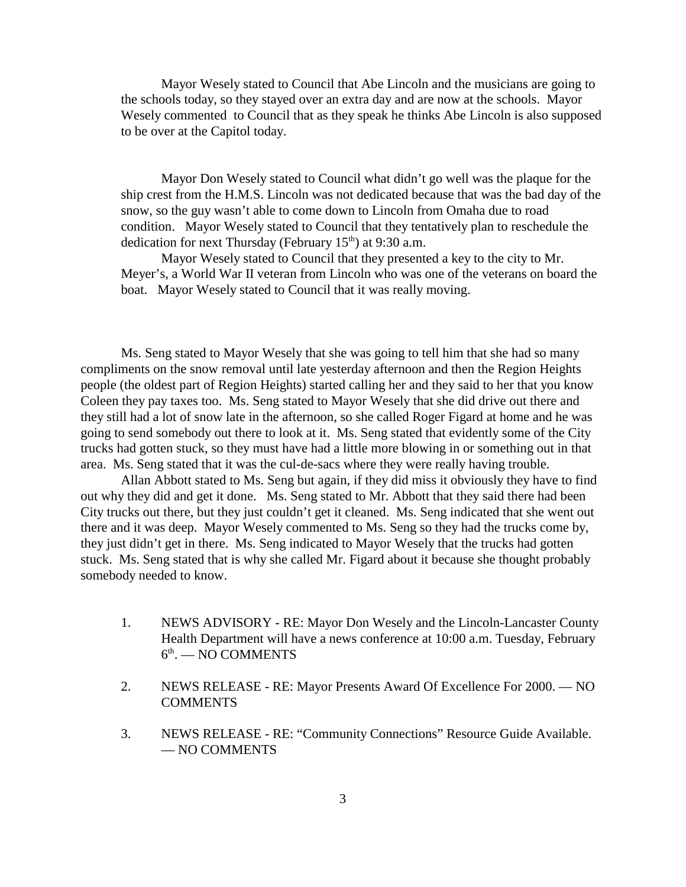Mayor Wesely stated to Council that Abe Lincoln and the musicians are going to the schools today, so they stayed over an extra day and are now at the schools. Mayor Wesely commented to Council that as they speak he thinks Abe Lincoln is also supposed to be over at the Capitol today.

Mayor Don Wesely stated to Council what didn't go well was the plaque for the ship crest from the H.M.S. Lincoln was not dedicated because that was the bad day of the snow, so the guy wasn't able to come down to Lincoln from Omaha due to road condition. Mayor Wesely stated to Council that they tentatively plan to reschedule the dedication for next Thursday (February 15th) at 9:30 a.m.

Mayor Wesely stated to Council that they presented a key to the city to Mr. Meyer's, a World War II veteran from Lincoln who was one of the veterans on board the boat. Mayor Wesely stated to Council that it was really moving.

Ms. Seng stated to Mayor Wesely that she was going to tell him that she had so many compliments on the snow removal until late yesterday afternoon and then the Region Heights people (the oldest part of Region Heights) started calling her and they said to her that you know Coleen they pay taxes too. Ms. Seng stated to Mayor Wesely that she did drive out there and they still had a lot of snow late in the afternoon, so she called Roger Figard at home and he was going to send somebody out there to look at it. Ms. Seng stated that evidently some of the City trucks had gotten stuck, so they must have had a little more blowing in or something out in that area. Ms. Seng stated that it was the cul-de-sacs where they were really having trouble.

Allan Abbott stated to Ms. Seng but again, if they did miss it obviously they have to find out why they did and get it done. Ms. Seng stated to Mr. Abbott that they said there had been City trucks out there, but they just couldn't get it cleaned. Ms. Seng indicated that she went out there and it was deep. Mayor Wesely commented to Ms. Seng so they had the trucks come by, they just didn't get in there. Ms. Seng indicated to Mayor Wesely that the trucks had gotten stuck. Ms. Seng stated that is why she called Mr. Figard about it because she thought probably somebody needed to know.

1. NEWS ADVISORY - RE: Mayor Don Wesely and the Lincoln-Lancaster County Health Department will have a news conference at 10:00 a.m. Tuesday, February 6th. — NO COMMENTS

2. NEWS RELEASE - RE: Mayor Presents Award Of Excellence For 2000. — NO COMMENTS

3. NEWS RELEASE - RE: "Community Connections" Resource Guide Available. — NO COMMENTS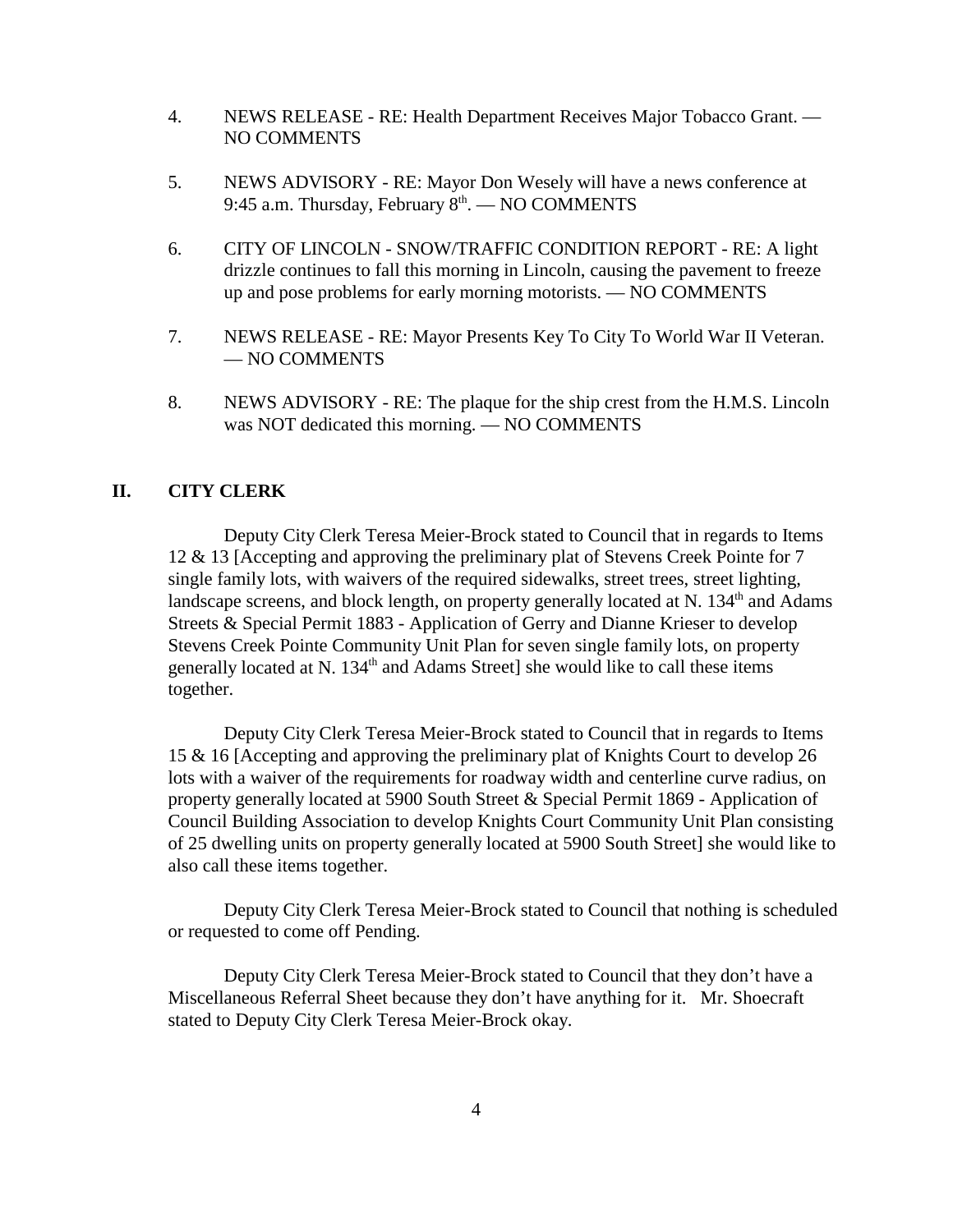4. NEWS RELEASE - RE: Health Department Receives Major Tobacco Grant. — NO COMMENTS

5. NEWS ADVISORY - RE: Mayor Don Wesely will have a news conference at 9:45 a.m. Thursday, February 8th. — NO COMMENTS

6. CITY OF LINCOLN - SNOW/TRAFFIC CONDITION REPORT - RE: A light drizzle continues to fall this morning in Lincoln, causing the pavement to freeze up and pose problems for early morning motorists. — NO COMMENTS

7. NEWS RELEASE - RE: Mayor Presents Key To City To World War II Veteran. — NO COMMENTS

8. NEWS ADVISORY - RE: The plaque for the ship crest from the H.M.S. Lincoln was NOT dedicated this morning. — NO COMMENTS

## II. CITY CLERK

Deputy City Clerk Teresa Meier-Brock stated to Council that in regards to Items 12 & 13 [Accepting and approving the preliminary plat of Stevens Creek Pointe for 7 single family lots, with waivers of the required sidewalks, street trees, street lighting, landscape screens, and block length, on property generally located at N. 134th and Adams Streets & Special Permit 1883 - Application of Gerry and Dianne Krieser to develop Stevens Creek Pointe Community Unit Plan for seven single family lots, on property generally located at N. 134th and Adams Street] she would like to call these items together.

Deputy City Clerk Teresa Meier-Brock stated to Council that in regards to Items 15 & 16 [Accepting and approving the preliminary plat of Knights Court to develop 26 lots with a waiver of the requirements for roadway width and centerline curve radius, on property generally located at 5900 South Street & Special Permit 1869 - Application of Council Building Association to develop Knights Court Community Unit Plan consisting of 25 dwelling units on property generally located at 5900 South Street] she would like to also call these items together.

Deputy City Clerk Teresa Meier-Brock stated to Council that nothing is scheduled or requested to come off Pending.

Deputy City Clerk Teresa Meier-Brock stated to Council that they don't have a Miscellaneous Referral Sheet because they don't have anything for it. Mr. Shoecraft stated to Deputy City Clerk Teresa Meier-Brock okay.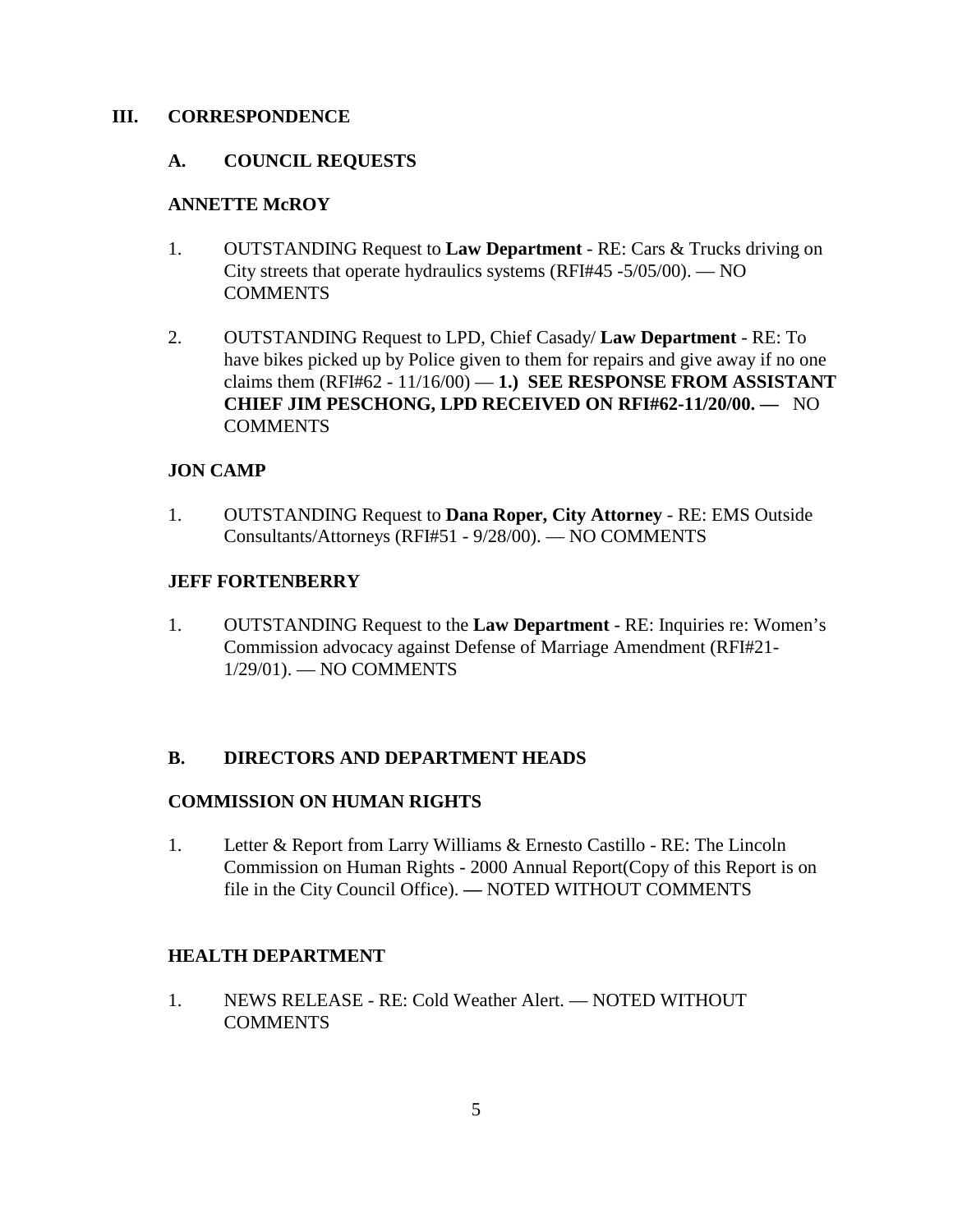## III. CORRESPONDENCE

### A. COUNCIL REQUESTS

**ANNETTE McROY**

1. OUTSTANDING Request to **Law Department** - RE: Cars & Trucks driving on City streets that operate hydraulics systems (RFI#45 -5/05/00). — NO COMMENTS

2. OUTSTANDING Request to LPD, Chief Casady/ **Law Department** - RE: To have bikes picked up by Police given to them for repairs and give away if no one claims them (RFI#62 - 11/16/00) — **1.) SEE RESPONSE FROM ASSISTANT CHIEF JIM PESCHONG, LPD RECEIVED ON RFI#62-11/20/00. —** NO COMMENTS

**JON CAMP**

1. OUTSTANDING Request to **Dana Roper, City Attorney** - RE: EMS Outside Consultants/Attorneys (RFI#51 - 9/28/00). — NO COMMENTS

**JEFF FORTENBERRY**

1. OUTSTANDING Request to the **Law Department** - RE: Inquiries re: Women's Commission advocacy against Defense of Marriage Amendment (RFI#21-1/29/01). — NO COMMENTS

### B. DIRECTORS AND DEPARTMENT HEADS

**COMMISSION ON HUMAN RIGHTS**

1. Letter & Report from Larry Williams & Ernesto Castillo - RE: The Lincoln Commission on Human Rights - 2000 Annual Report(Copy of this Report is on file in the City Council Office). **—** NOTED WITHOUT COMMENTS

**HEALTH DEPARTMENT**

1. NEWS RELEASE - RE: Cold Weather Alert. — NOTED WITHOUT COMMENTS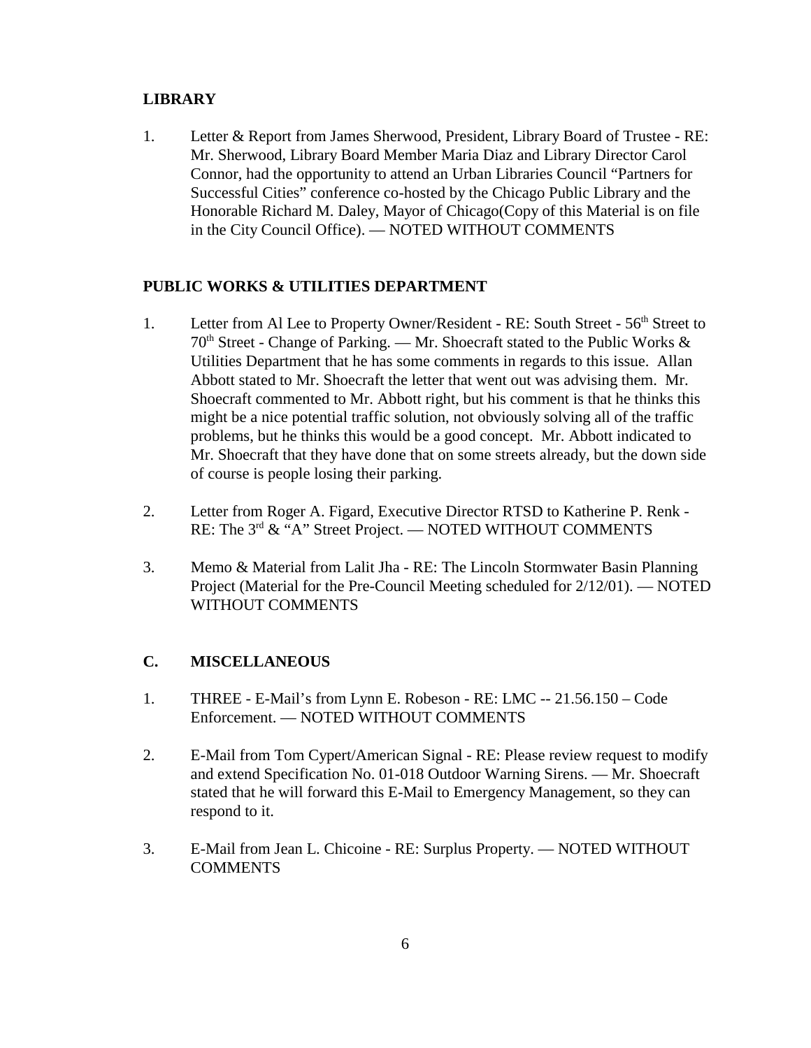**LIBRARY**

1. Letter & Report from James Sherwood, President, Library Board of Trustee - RE: Mr. Sherwood, Library Board Member Maria Diaz and Library Director Carol Connor, had the opportunity to attend an Urban Libraries Council "Partners for Successful Cities" conference co-hosted by the Chicago Public Library and the Honorable Richard M. Daley, Mayor of Chicago(Copy of this Material is on file in the City Council Office). — NOTED WITHOUT COMMENTS

**PUBLIC WORKS & UTILITIES DEPARTMENT**

1. Letter from Al Lee to Property Owner/Resident - RE: South Street - 56th Street to 70th Street - Change of Parking. — Mr. Shoecraft stated to the Public Works & Utilities Department that he has some comments in regards to this issue. Allan Abbott stated to Mr. Shoecraft the letter that went out was advising them. Mr. Shoecraft commented to Mr. Abbott right, but his comment is that he thinks this might be a nice potential traffic solution, not obviously solving all of the traffic problems, but he thinks this would be a good concept. Mr. Abbott indicated to Mr. Shoecraft that they have done that on some streets already, but the down side of course is people losing their parking.

2. Letter from Roger A. Figard, Executive Director RTSD to Katherine P. Renk - RE: The 3rd & "A" Street Project. — NOTED WITHOUT COMMENTS

3. Memo & Material from Lalit Jha - RE: The Lincoln Stormwater Basin Planning Project (Material for the Pre-Council Meeting scheduled for 2/12/01). — NOTED WITHOUT COMMENTS

**C. MISCELLANEOUS**

1. THREE - E-Mail's from Lynn E. Robeson - RE: LMC -- 21.56.150 – Code Enforcement. — NOTED WITHOUT COMMENTS

2. E-Mail from Tom Cypert/American Signal - RE: Please review request to modify and extend Specification No. 01-018 Outdoor Warning Sirens. — Mr. Shoecraft stated that he will forward this E-Mail to Emergency Management, so they can respond to it.

3. E-Mail from Jean L. Chicoine - RE: Surplus Property. — NOTED WITHOUT COMMENTS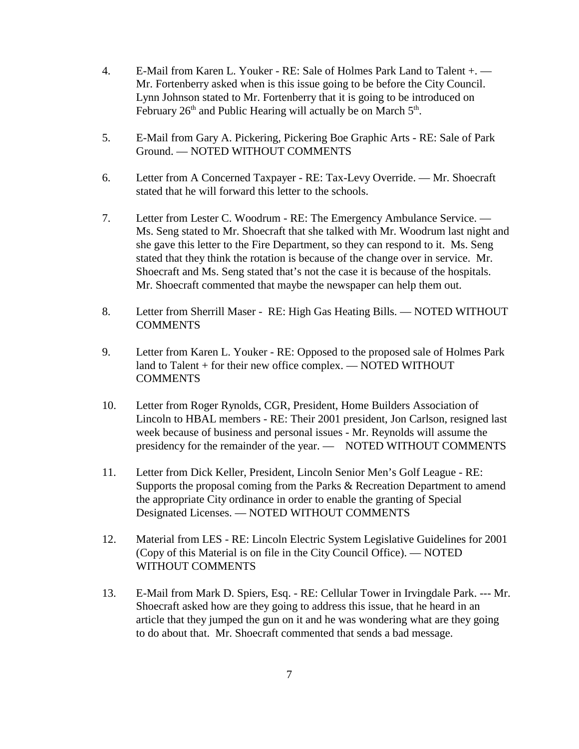4. E-Mail from Karen L. Youker - RE: Sale of Holmes Park Land to Talent +. — Mr. Fortenberry asked when is this issue going to be before the City Council. Lynn Johnson stated to Mr. Fortenberry that it is going to be introduced on February 26th and Public Hearing will actually be on March 5th.

5. E-Mail from Gary A. Pickering, Pickering Boe Graphic Arts - RE: Sale of Park Ground. — NOTED WITHOUT COMMENTS

6. Letter from A Concerned Taxpayer - RE: Tax-Levy Override. — Mr. Shoecraft stated that he will forward this letter to the schools.

7. Letter from Lester C. Woodrum - RE: The Emergency Ambulance Service. — Ms. Seng stated to Mr. Shoecraft that she talked with Mr. Woodrum last night and she gave this letter to the Fire Department, so they can respond to it. Ms. Seng stated that they think the rotation is because of the change over in service. Mr. Shoecraft and Ms. Seng stated that's not the case it is because of the hospitals. Mr. Shoecraft commented that maybe the newspaper can help them out.

8. Letter from Sherrill Maser - RE: High Gas Heating Bills. — NOTED WITHOUT COMMENTS

9. Letter from Karen L. Youker - RE: Opposed to the proposed sale of Holmes Park land to Talent + for their new office complex. — NOTED WITHOUT COMMENTS

10. Letter from Roger Rynolds, CGR, President, Home Builders Association of Lincoln to HBAL members - RE: Their 2001 president, Jon Carlson, resigned last week because of business and personal issues - Mr. Reynolds will assume the presidency for the remainder of the year. — NOTED WITHOUT COMMENTS

11. Letter from Dick Keller, President, Lincoln Senior Men's Golf League - RE: Supports the proposal coming from the Parks & Recreation Department to amend the appropriate City ordinance in order to enable the granting of Special Designated Licenses. — NOTED WITHOUT COMMENTS

12. Material from LES - RE: Lincoln Electric System Legislative Guidelines for 2001 (Copy of this Material is on file in the City Council Office). — NOTED WITHOUT COMMENTS

13. E-Mail from Mark D. Spiers, Esq. - RE: Cellular Tower in Irvingdale Park. --- Mr. Shoecraft asked how are they going to address this issue, that he heard in an article that they jumped the gun on it and he was wondering what are they going to do about that. Mr. Shoecraft commented that sends a bad message.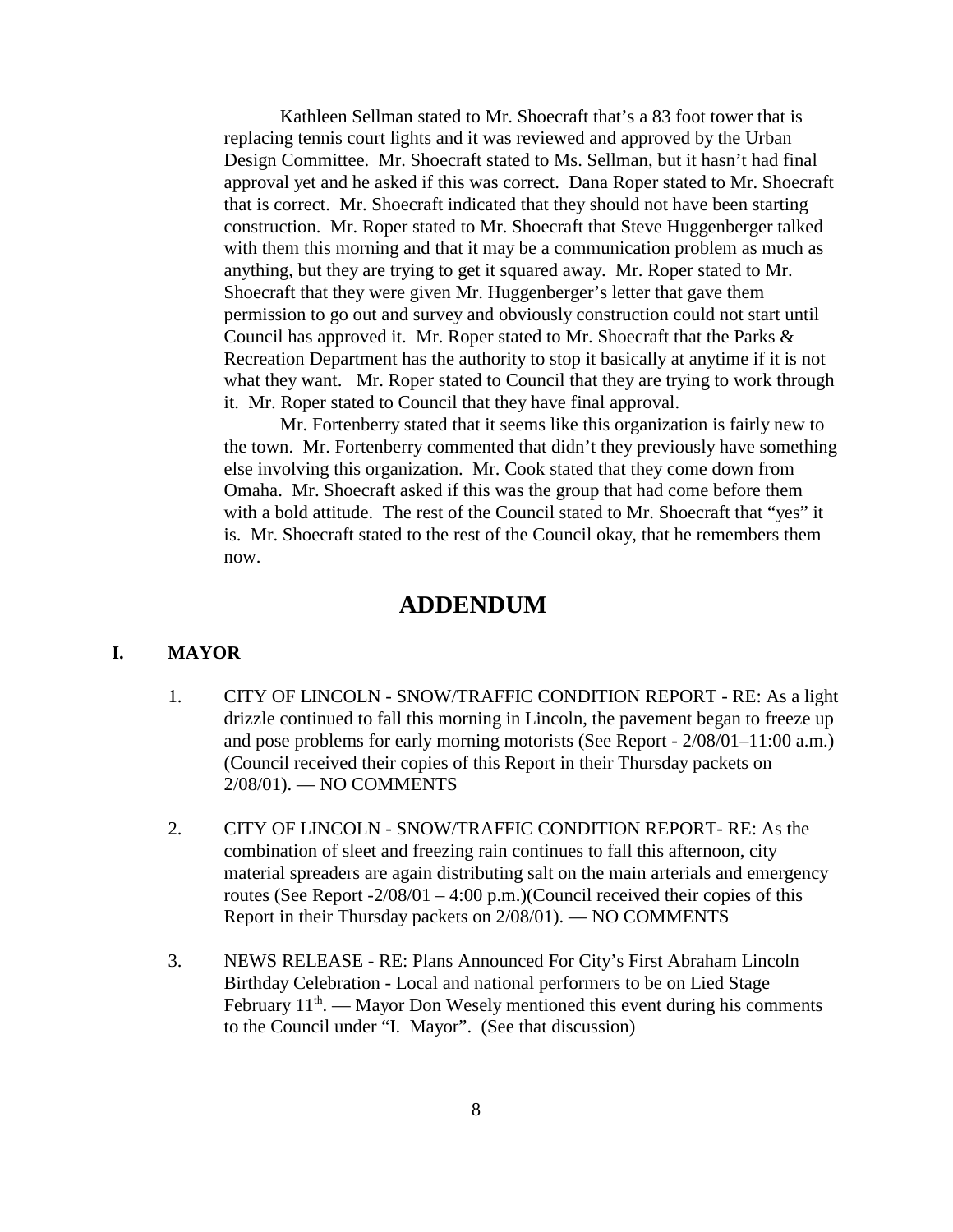Kathleen Sellman stated to Mr. Shoecraft that's a 83 foot tower that is replacing tennis court lights and it was reviewed and approved by the Urban Design Committee. Mr. Shoecraft stated to Ms. Sellman, but it hasn't had final approval yet and he asked if this was correct. Dana Roper stated to Mr. Shoecraft that is correct. Mr. Shoecraft indicated that they should not have been starting construction. Mr. Roper stated to Mr. Shoecraft that Steve Huggenberger talked with them this morning and that it may be a communication problem as much as anything, but they are trying to get it squared away. Mr. Roper stated to Mr. Shoecraft that they were given Mr. Huggenberger's letter that gave them permission to go out and survey and obviously construction could not start until Council has approved it. Mr. Roper stated to Mr. Shoecraft that the Parks & Recreation Department has the authority to stop it basically at anytime if it is not what they want. Mr. Roper stated to Council that they are trying to work through it. Mr. Roper stated to Council that they have final approval.

Mr. Fortenberry stated that it seems like this organization is fairly new to the town. Mr. Fortenberry commented that didn't they previously have something else involving this organization. Mr. Cook stated that they come down from Omaha. Mr. Shoecraft asked if this was the group that had come before them with a bold attitude. The rest of the Council stated to Mr. Shoecraft that "yes" it is. Mr. Shoecraft stated to the rest of the Council okay, that he remembers them now.

## ADDENDUM

**I. MAYOR**

1. CITY OF LINCOLN - SNOW/TRAFFIC CONDITION REPORT - RE: As a light drizzle continued to fall this morning in Lincoln, the pavement began to freeze up and pose problems for early morning motorists (See Report - 2/08/01–11:00 a.m.) (Council received their copies of this Report in their Thursday packets on 2/08/01). — NO COMMENTS

2. CITY OF LINCOLN - SNOW/TRAFFIC CONDITION REPORT- RE: As the combination of sleet and freezing rain continues to fall this afternoon, city material spreaders are again distributing salt on the main arterials and emergency routes (See Report -2/08/01 – 4:00 p.m.)(Council received their copies of this Report in their Thursday packets on 2/08/01). — NO COMMENTS

3. NEWS RELEASE - RE: Plans Announced For City's First Abraham Lincoln Birthday Celebration - Local and national performers to be on Lied Stage February 11th. — Mayor Don Wesely mentioned this event during his comments to the Council under "I. Mayor". (See that discussion)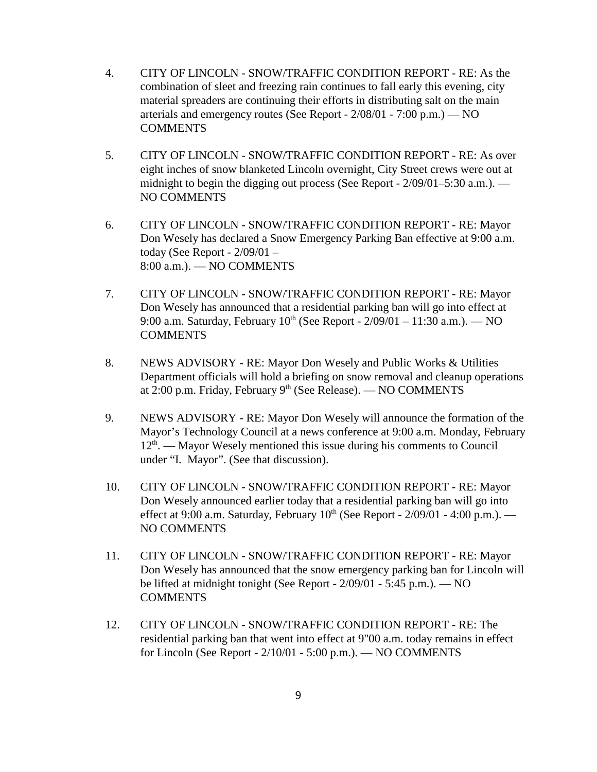4. CITY OF LINCOLN - SNOW/TRAFFIC CONDITION REPORT - RE: As the combination of sleet and freezing rain continues to fall early this evening, city material spreaders are continuing their efforts in distributing salt on the main arterials and emergency routes (See Report - 2/08/01 - 7:00 p.m.) — NO COMMENTS

5. CITY OF LINCOLN - SNOW/TRAFFIC CONDITION REPORT - RE: As over eight inches of snow blanketed Lincoln overnight, City Street crews were out at midnight to begin the digging out process (See Report - 2/09/01–5:30 a.m.). — NO COMMENTS

6. CITY OF LINCOLN - SNOW/TRAFFIC CONDITION REPORT - RE: Mayor Don Wesely has declared a Snow Emergency Parking Ban effective at 9:00 a.m. today (See Report - 2/09/01 – 8:00 a.m.). — NO COMMENTS

7. CITY OF LINCOLN - SNOW/TRAFFIC CONDITION REPORT - RE: Mayor Don Wesely has announced that a residential parking ban will go into effect at 9:00 a.m. Saturday, February 10th (See Report - 2/09/01 – 11:30 a.m.). — NO COMMENTS

8. NEWS ADVISORY - RE: Mayor Don Wesely and Public Works & Utilities Department officials will hold a briefing on snow removal and cleanup operations at 2:00 p.m. Friday, February 9th (See Release). — NO COMMENTS

9. NEWS ADVISORY - RE: Mayor Don Wesely will announce the formation of the Mayor's Technology Council at a news conference at 9:00 a.m. Monday, February 12th. — Mayor Wesely mentioned this issue during his comments to Council under "I. Mayor". (See that discussion).

10. CITY OF LINCOLN - SNOW/TRAFFIC CONDITION REPORT - RE: Mayor Don Wesely announced earlier today that a residential parking ban will go into effect at 9:00 a.m. Saturday, February 10th (See Report - 2/09/01 - 4:00 p.m.). — NO COMMENTS

11. CITY OF LINCOLN - SNOW/TRAFFIC CONDITION REPORT - RE: Mayor Don Wesely has announced that the snow emergency parking ban for Lincoln will be lifted at midnight tonight (See Report - 2/09/01 - 5:45 p.m.). — NO COMMENTS

12. CITY OF LINCOLN - SNOW/TRAFFIC CONDITION REPORT - RE: The residential parking ban that went into effect at 9"00 a.m. today remains in effect for Lincoln (See Report - 2/10/01 - 5:00 p.m.). — NO COMMENTS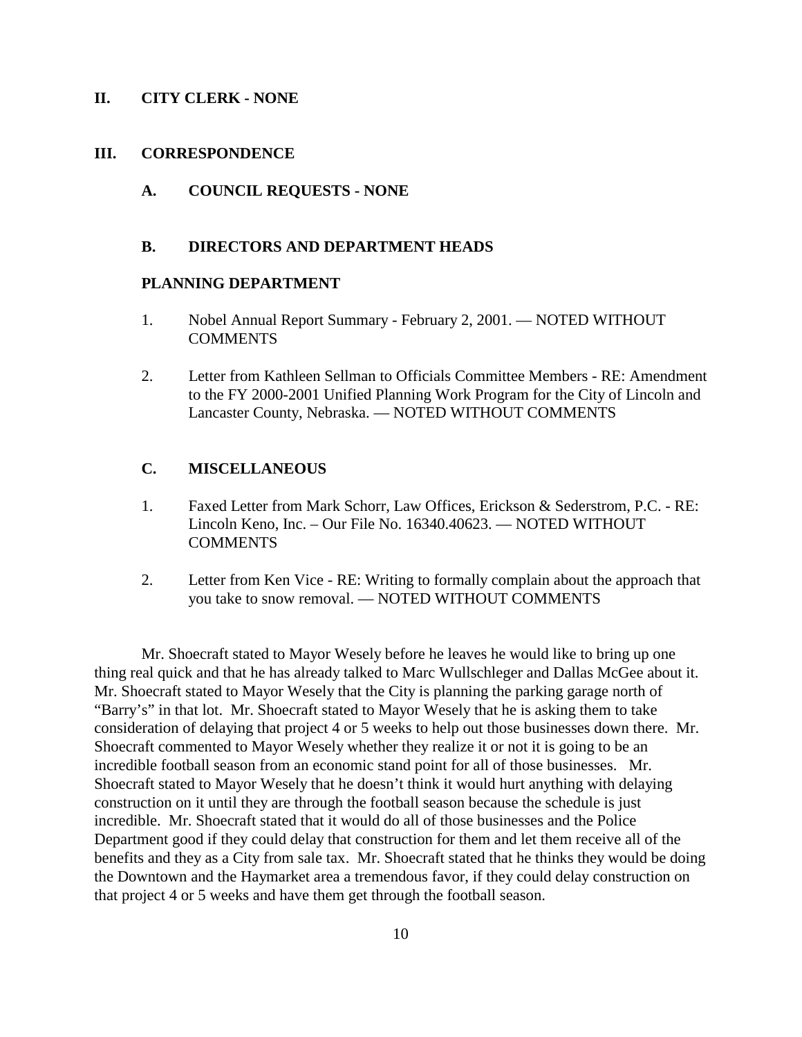## II. CITY CLERK - NONE

## III. CORRESPONDENCE

### A. COUNCIL REQUESTS - NONE

### B. DIRECTORS AND DEPARTMENT HEADS

**PLANNING DEPARTMENT**

1. Nobel Annual Report Summary - February 2, 2001. — NOTED WITHOUT COMMENTS

2. Letter from Kathleen Sellman to Officials Committee Members - RE: Amendment to the FY 2000-2001 Unified Planning Work Program for the City of Lincoln and Lancaster County, Nebraska. — NOTED WITHOUT COMMENTS

### C. MISCELLANEOUS

1. Faxed Letter from Mark Schorr, Law Offices, Erickson & Sederstrom, P.C. - RE: Lincoln Keno, Inc. – Our File No. 16340.40623. — NOTED WITHOUT COMMENTS

2. Letter from Ken Vice - RE: Writing to formally complain about the approach that you take to snow removal. — NOTED WITHOUT COMMENTS

Mr. Shoecraft stated to Mayor Wesely before he leaves he would like to bring up one thing real quick and that he has already talked to Marc Wullschleger and Dallas McGee about it. Mr. Shoecraft stated to Mayor Wesely that the City is planning the parking garage north of "Barry's" in that lot. Mr. Shoecraft stated to Mayor Wesely that he is asking them to take consideration of delaying that project 4 or 5 weeks to help out those businesses down there. Mr. Shoecraft commented to Mayor Wesely whether they realize it or not it is going to be an incredible football season from an economic stand point for all of those businesses. Mr. Shoecraft stated to Mayor Wesely that he doesn't think it would hurt anything with delaying construction on it until they are through the football season because the schedule is just incredible. Mr. Shoecraft stated that it would do all of those businesses and the Police Department good if they could delay that construction for them and let them receive all of the benefits and they as a City from sale tax. Mr. Shoecraft stated that he thinks they would be doing the Downtown and the Haymarket area a tremendous favor, if they could delay construction on that project 4 or 5 weeks and have them get through the football season.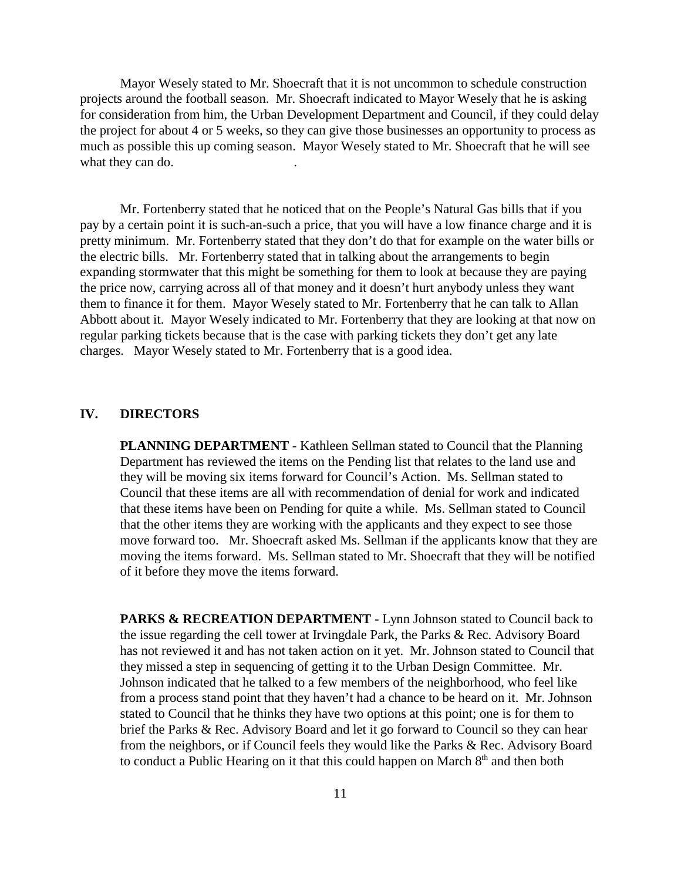Mayor Wesely stated to Mr. Shoecraft that it is not uncommon to schedule construction projects around the football season. Mr. Shoecraft indicated to Mayor Wesely that he is asking for consideration from him, the Urban Development Department and Council, if they could delay the project for about 4 or 5 weeks, so they can give those businesses an opportunity to process as much as possible this up coming season. Mayor Wesely stated to Mr. Shoecraft that he will see what they can do.

Mr. Fortenberry stated that he noticed that on the People's Natural Gas bills that if you pay by a certain point it is such-an-such a price, that you will have a low finance charge and it is pretty minimum. Mr. Fortenberry stated that they don't do that for example on the water bills or the electric bills. Mr. Fortenberry stated that in talking about the arrangements to begin expanding stormwater that this might be something for them to look at because they are paying the price now, carrying across all of that money and it doesn't hurt anybody unless they want them to finance it for them. Mayor Wesely stated to Mr. Fortenberry that he can talk to Allan Abbott about it. Mayor Wesely indicated to Mr. Fortenberry that they are looking at that now on regular parking tickets because that is the case with parking tickets they don't get any late charges. Mayor Wesely stated to Mr. Fortenberry that is a good idea.

## IV. DIRECTORS

**PLANNING DEPARTMENT** - Kathleen Sellman stated to Council that the Planning Department has reviewed the items on the Pending list that relates to the land use and they will be moving six items forward for Council's Action. Ms. Sellman stated to Council that these items are all with recommendation of denial for work and indicated that these items have been on Pending for quite a while. Ms. Sellman stated to Council that the other items they are working with the applicants and they expect to see those move forward too. Mr. Shoecraft asked Ms. Sellman if the applicants know that they are moving the items forward. Ms. Sellman stated to Mr. Shoecraft that they will be notified of it before they move the items forward.

**PARKS & RECREATION DEPARTMENT -** Lynn Johnson stated to Council back to the issue regarding the cell tower at Irvingdale Park, the Parks & Rec. Advisory Board has not reviewed it and has not taken action on it yet. Mr. Johnson stated to Council that they missed a step in sequencing of getting it to the Urban Design Committee. Mr. Johnson indicated that he talked to a few members of the neighborhood, who feel like from a process stand point that they haven't had a chance to be heard on it. Mr. Johnson stated to Council that he thinks they have two options at this point; one is for them to brief the Parks & Rec. Advisory Board and let it go forward to Council so they can hear from the neighbors, or if Council feels they would like the Parks & Rec. Advisory Board to conduct a Public Hearing on it that this could happen on March 8th and then both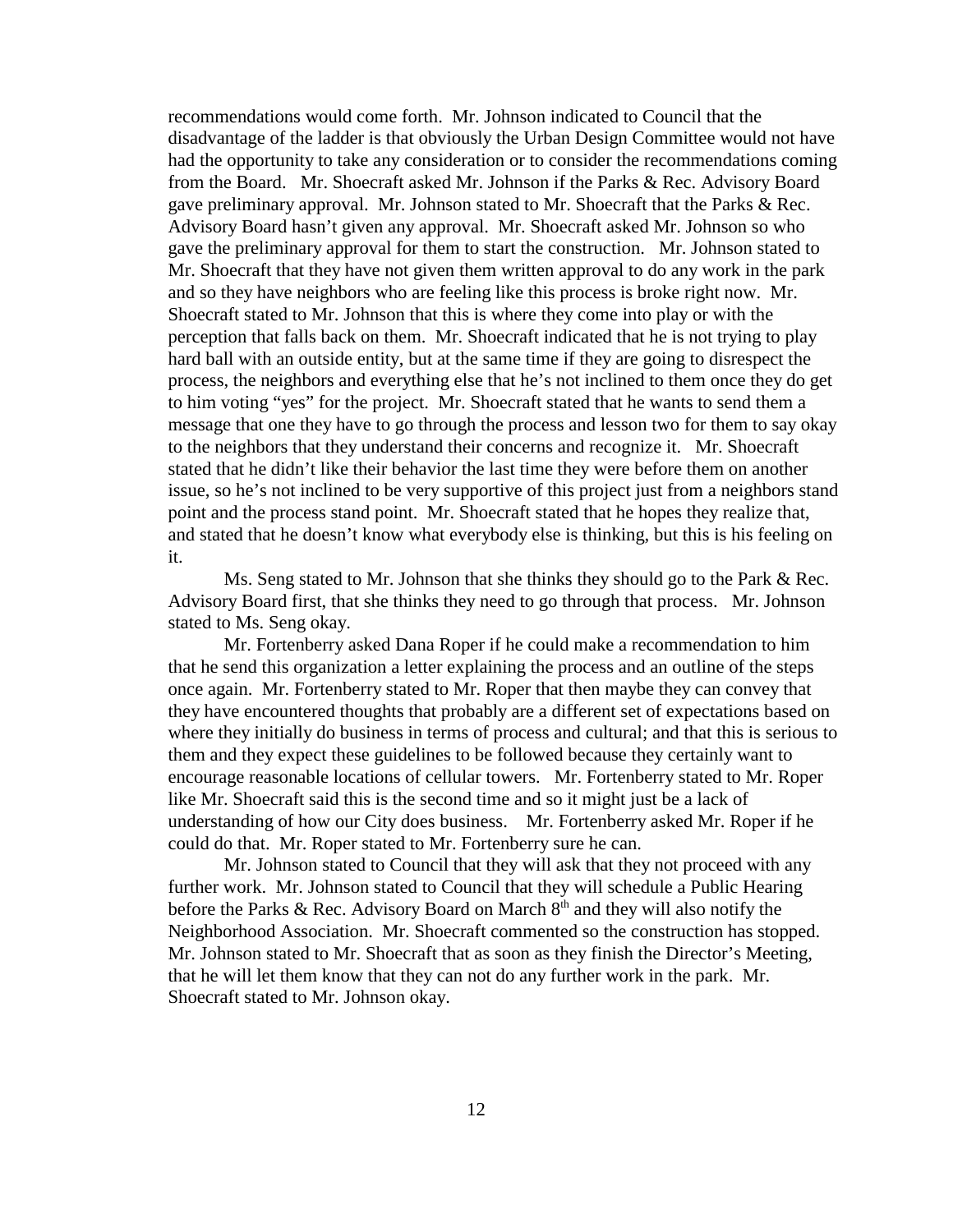recommendations would come forth. Mr. Johnson indicated to Council that the disadvantage of the ladder is that obviously the Urban Design Committee would not have had the opportunity to take any consideration or to consider the recommendations coming from the Board. Mr. Shoecraft asked Mr. Johnson if the Parks & Rec. Advisory Board gave preliminary approval. Mr. Johnson stated to Mr. Shoecraft that the Parks & Rec. Advisory Board hasn't given any approval. Mr. Shoecraft asked Mr. Johnson so who gave the preliminary approval for them to start the construction. Mr. Johnson stated to Mr. Shoecraft that they have not given them written approval to do any work in the park and so they have neighbors who are feeling like this process is broke right now. Mr. Shoecraft stated to Mr. Johnson that this is where they come into play or with the perception that falls back on them. Mr. Shoecraft indicated that he is not trying to play hard ball with an outside entity, but at the same time if they are going to disrespect the process, the neighbors and everything else that he's not inclined to them once they do get to him voting "yes" for the project. Mr. Shoecraft stated that he wants to send them a message that one they have to go through the process and lesson two for them to say okay to the neighbors that they understand their concerns and recognize it. Mr. Shoecraft stated that he didn't like their behavior the last time they were before them on another issue, so he's not inclined to be very supportive of this project just from a neighbors stand point and the process stand point. Mr. Shoecraft stated that he hopes they realize that, and stated that he doesn't know what everybody else is thinking, but this is his feeling on it.

Ms. Seng stated to Mr. Johnson that she thinks they should go to the Park & Rec. Advisory Board first, that she thinks they need to go through that process. Mr. Johnson stated to Ms. Seng okay.

Mr. Fortenberry asked Dana Roper if he could make a recommendation to him that he send this organization a letter explaining the process and an outline of the steps once again. Mr. Fortenberry stated to Mr. Roper that then maybe they can convey that they have encountered thoughts that probably are a different set of expectations based on where they initially do business in terms of process and cultural; and that this is serious to them and they expect these guidelines to be followed because they certainly want to encourage reasonable locations of cellular towers. Mr. Fortenberry stated to Mr. Roper like Mr. Shoecraft said this is the second time and so it might just be a lack of understanding of how our City does business. Mr. Fortenberry asked Mr. Roper if he could do that. Mr. Roper stated to Mr. Fortenberry sure he can.

Mr. Johnson stated to Council that they will ask that they not proceed with any further work. Mr. Johnson stated to Council that they will schedule a Public Hearing before the Parks & Rec. Advisory Board on March 8th and they will also notify the Neighborhood Association. Mr. Shoecraft commented so the construction has stopped. Mr. Johnson stated to Mr. Shoecraft that as soon as they finish the Director's Meeting, that he will let them know that they can not do any further work in the park. Mr. Shoecraft stated to Mr. Johnson okay.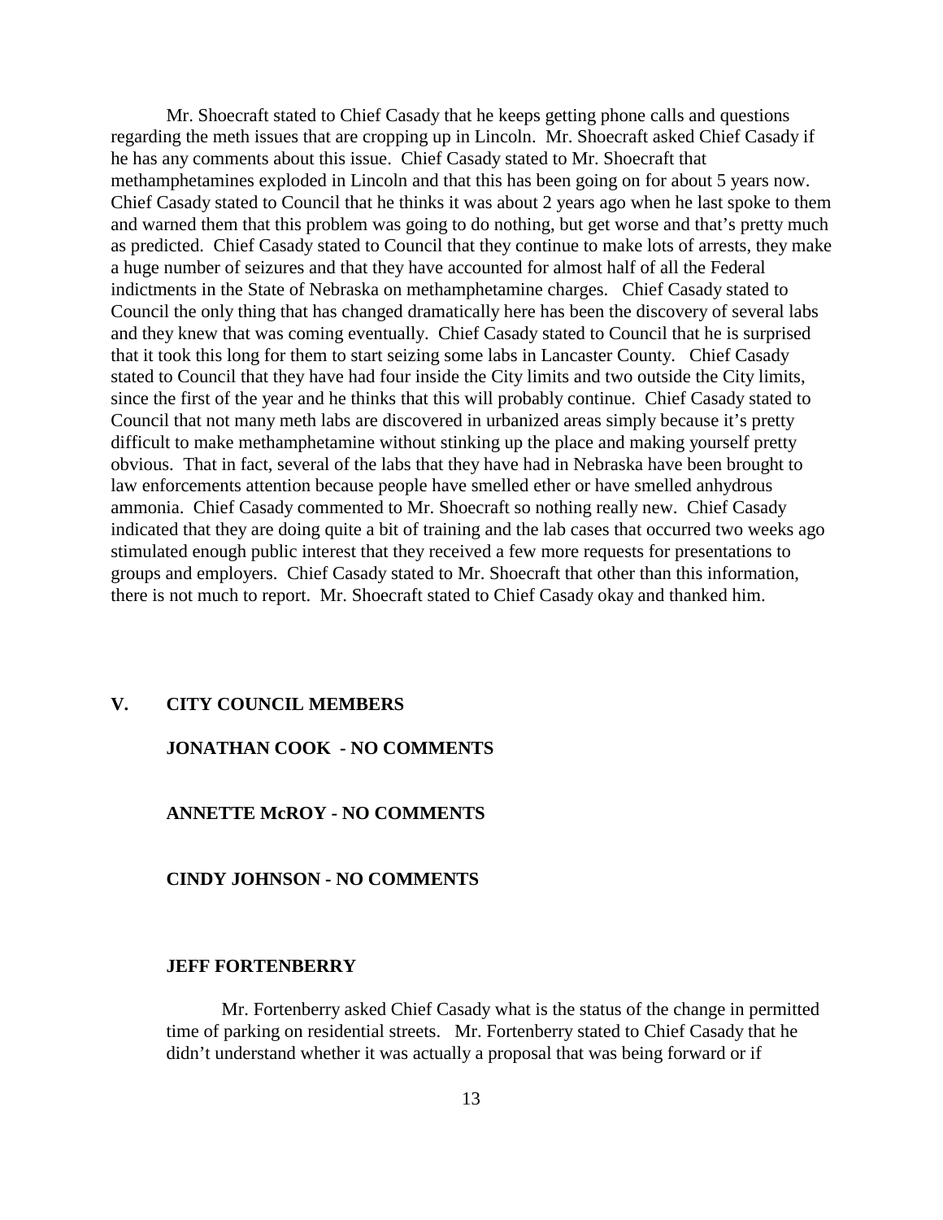Mr. Shoecraft stated to Chief Casady that he keeps getting phone calls and questions regarding the meth issues that are cropping up in Lincoln. Mr. Shoecraft asked Chief Casady if he has any comments about this issue. Chief Casady stated to Mr. Shoecraft that methamphetamines exploded in Lincoln and that this has been going on for about 5 years now. Chief Casady stated to Council that he thinks it was about 2 years ago when he last spoke to them and warned them that this problem was going to do nothing, but get worse and that's pretty much as predicted. Chief Casady stated to Council that they continue to make lots of arrests, they make a huge number of seizures and that they have accounted for almost half of all the Federal indictments in the State of Nebraska on methamphetamine charges. Chief Casady stated to Council the only thing that has changed dramatically here has been the discovery of several labs and they knew that was coming eventually. Chief Casady stated to Council that he is surprised that it took this long for them to start seizing some labs in Lancaster County. Chief Casady stated to Council that they have had four inside the City limits and two outside the City limits, since the first of the year and he thinks that this will probably continue. Chief Casady stated to Council that not many meth labs are discovered in urbanized areas simply because it's pretty difficult to make methamphetamine without stinking up the place and making yourself pretty obvious. That in fact, several of the labs that they have had in Nebraska have been brought to law enforcements attention because people have smelled ether or have smelled anhydrous ammonia. Chief Casady commented to Mr. Shoecraft so nothing really new. Chief Casady indicated that they are doing quite a bit of training and the lab cases that occurred two weeks ago stimulated enough public interest that they received a few more requests for presentations to groups and employers. Chief Casady stated to Mr. Shoecraft that other than this information, there is not much to report. Mr. Shoecraft stated to Chief Casady okay and thanked him.

## V. CITY COUNCIL MEMBERS

**JONATHAN COOK - NO COMMENTS**

**ANNETTE McROY - NO COMMENTS**

**CINDY JOHNSON - NO COMMENTS**

**JEFF FORTENBERRY**

Mr. Fortenberry asked Chief Casady what is the status of the change in permitted time of parking on residential streets. Mr. Fortenberry stated to Chief Casady that he didn't understand whether it was actually a proposal that was being forward or if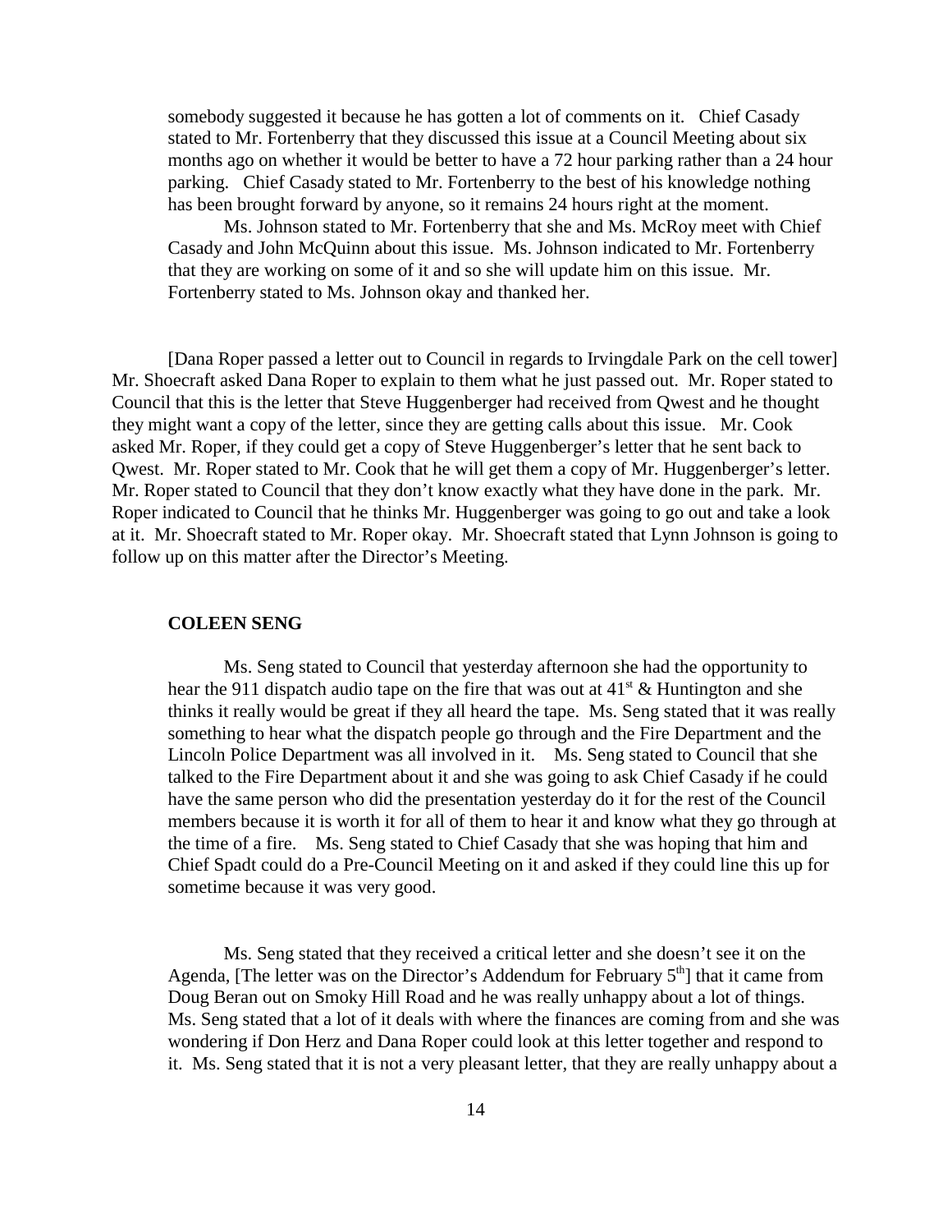somebody suggested it because he has gotten a lot of comments on it. Chief Casady stated to Mr. Fortenberry that they discussed this issue at a Council Meeting about six months ago on whether it would be better to have a 72 hour parking rather than a 24 hour parking. Chief Casady stated to Mr. Fortenberry to the best of his knowledge nothing has been brought forward by anyone, so it remains 24 hours right at the moment.

Ms. Johnson stated to Mr. Fortenberry that she and Ms. McRoy meet with Chief Casady and John McQuinn about this issue. Ms. Johnson indicated to Mr. Fortenberry that they are working on some of it and so she will update him on this issue. Mr. Fortenberry stated to Ms. Johnson okay and thanked her.

[Dana Roper passed a letter out to Council in regards to Irvingdale Park on the cell tower] Mr. Shoecraft asked Dana Roper to explain to them what he just passed out. Mr. Roper stated to Council that this is the letter that Steve Huggenberger had received from Qwest and he thought they might want a copy of the letter, since they are getting calls about this issue. Mr. Cook asked Mr. Roper, if they could get a copy of Steve Huggenberger's letter that he sent back to Qwest. Mr. Roper stated to Mr. Cook that he will get them a copy of Mr. Huggenberger's letter. Mr. Roper stated to Council that they don't know exactly what they have done in the park. Mr. Roper indicated to Council that he thinks Mr. Huggenberger was going to go out and take a look at it. Mr. Shoecraft stated to Mr. Roper okay. Mr. Shoecraft stated that Lynn Johnson is going to follow up on this matter after the Director's Meeting.

**COLEEN SENG**

Ms. Seng stated to Council that yesterday afternoon she had the opportunity to hear the 911 dispatch audio tape on the fire that was out at 41st & Huntington and she thinks it really would be great if they all heard the tape. Ms. Seng stated that it was really something to hear what the dispatch people go through and the Fire Department and the Lincoln Police Department was all involved in it. Ms. Seng stated to Council that she talked to the Fire Department about it and she was going to ask Chief Casady if he could have the same person who did the presentation yesterday do it for the rest of the Council members because it is worth it for all of them to hear it and know what they go through at the time of a fire. Ms. Seng stated to Chief Casady that she was hoping that him and Chief Spadt could do a Pre-Council Meeting on it and asked if they could line this up for sometime because it was very good.

Ms. Seng stated that they received a critical letter and she doesn't see it on the Agenda, [The letter was on the Director's Addendum for February 5th] that it came from Doug Beran out on Smoky Hill Road and he was really unhappy about a lot of things. Ms. Seng stated that a lot of it deals with where the finances are coming from and she was wondering if Don Herz and Dana Roper could look at this letter together and respond to it. Ms. Seng stated that it is not a very pleasant letter, that they are really unhappy about a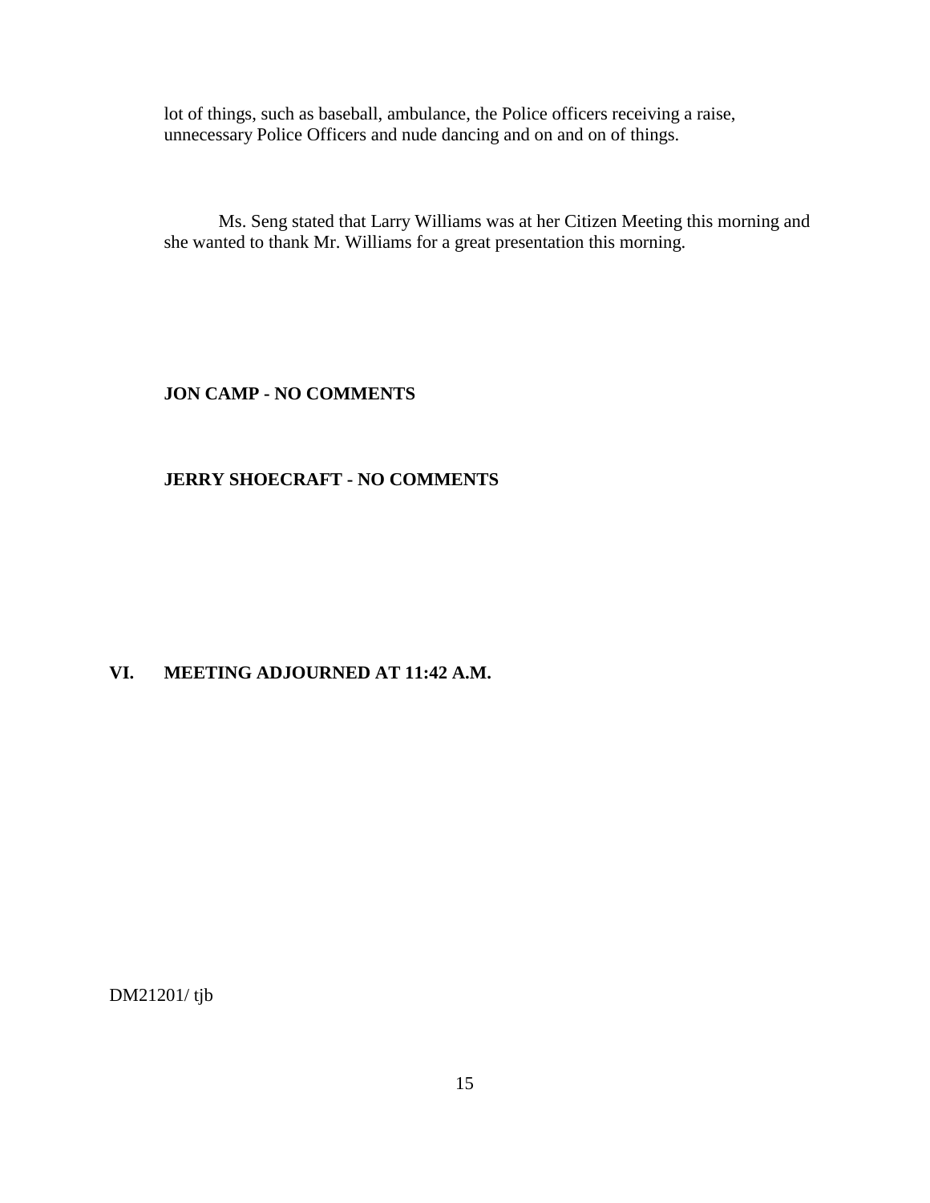lot of things, such as baseball, ambulance, the Police officers receiving a raise, unnecessary Police Officers and nude dancing and on and on of things.

Ms. Seng stated that Larry Williams was at her Citizen Meeting this morning and she wanted to thank Mr. Williams for a great presentation this morning.

**JON CAMP - NO COMMENTS**

**JERRY SHOECRAFT - NO COMMENTS**

## VI. MEETING ADJOURNED AT 11:42 A.M.

DM21201/ tjb